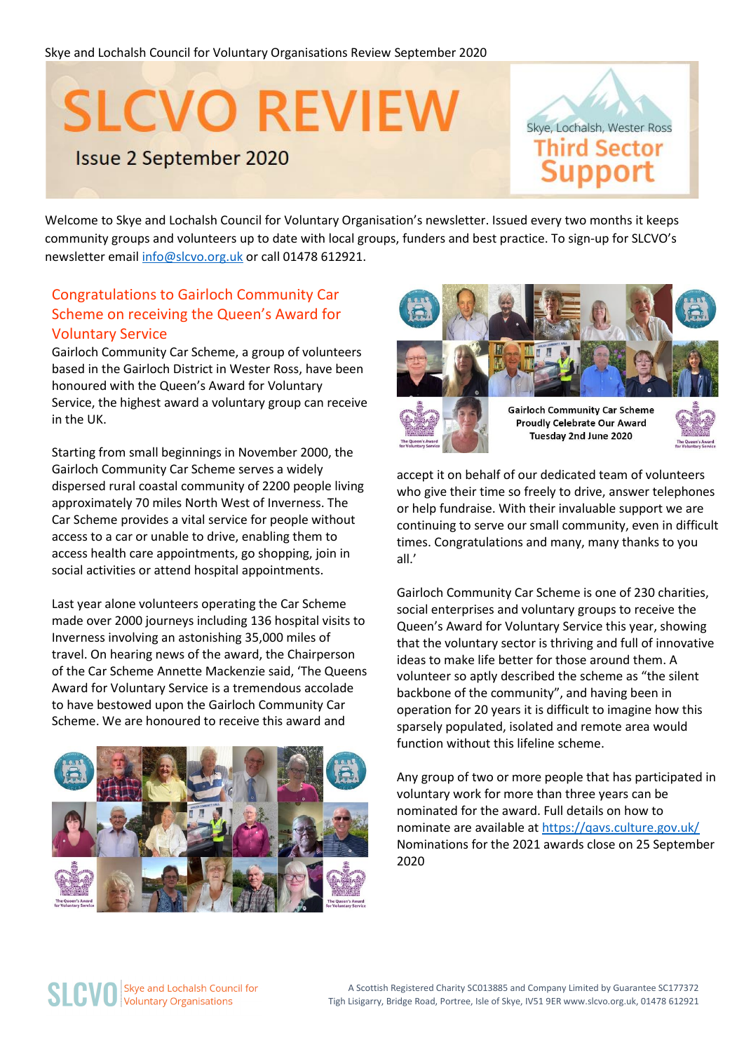Skye and Lochalsh Council for Voluntary Organisations Review September 2020

# SLCVO REVIEW

Issue 2 September 2020

Skye, Lochalsh, Wester Ross
Third Sector Support

Welcome to Skye and Lochalsh Council for Voluntary Organisation's newsletter. Issued every two months it keeps community groups and volunteers up to date with local groups, funders and best practice. To sign-up for SLCVO's newsletter email info@slcvo.org.uk or call 01478 612921.

## Congratulations to Gairloch Community Car Scheme on receiving the Queen's Award for Voluntary Service

Gairloch Community Car Scheme, a group of volunteers based in the Gairloch District in Wester Ross, have been honoured with the Queen's Award for Voluntary Service, the highest award a voluntary group can receive in the UK.

Starting from small beginnings in November 2000, the Gairloch Community Car Scheme serves a widely dispersed rural coastal community of 2200 people living approximately 70 miles North West of Inverness. The Car Scheme provides a vital service for people without access to a car or unable to drive, enabling them to access health care appointments, go shopping, join in social activities or attend hospital appointments.

Last year alone volunteers operating the Car Scheme made over 2000 journeys including 136 hospital visits to Inverness involving an astonishing 35,000 miles of travel. On hearing news of the award, the Chairperson of the Car Scheme Annette Mackenzie said, 'The Queens Award for Voluntary Service is a tremendous accolade to have bestowed upon the Gairloch Community Car Scheme. We are honoured to receive this award and accept it on behalf of our dedicated team of volunteers who give their time so freely to drive, answer telephones or help fundraise. With their invaluable support we are continuing to serve our small community, even in difficult times. Congratulations and many, many thanks to you all.'

Gairloch Community Car Scheme Proudly Celebrate Our Award Tuesday 2nd June 2020

Gairloch Community Car Scheme is one of 230 charities, social enterprises and voluntary groups to receive the Queen's Award for Voluntary Service this year, showing that the voluntary sector is thriving and full of innovative ideas to make life better for those around them. A volunteer so aptly described the scheme as "the silent backbone of the community", and having been in operation for 20 years it is difficult to imagine how this sparsely populated, isolated and remote area would function without this lifeline scheme.

Any group of two or more people that has participated in voluntary work for more than three years can be nominated for the award. Full details on how to nominate are available at https://qavs.culture.gov.uk/ Nominations for the 2021 awards close on 25 September 2020

SLCVO Skye and Lochalsh Council for Voluntary Organisations

A Scottish Registered Charity SC013885 and Company Limited by Guarantee SC177372
Tigh Lisigarry, Bridge Road, Portree, Isle of Skye, IV51 9ER www.slcvo.org.uk, 01478 612921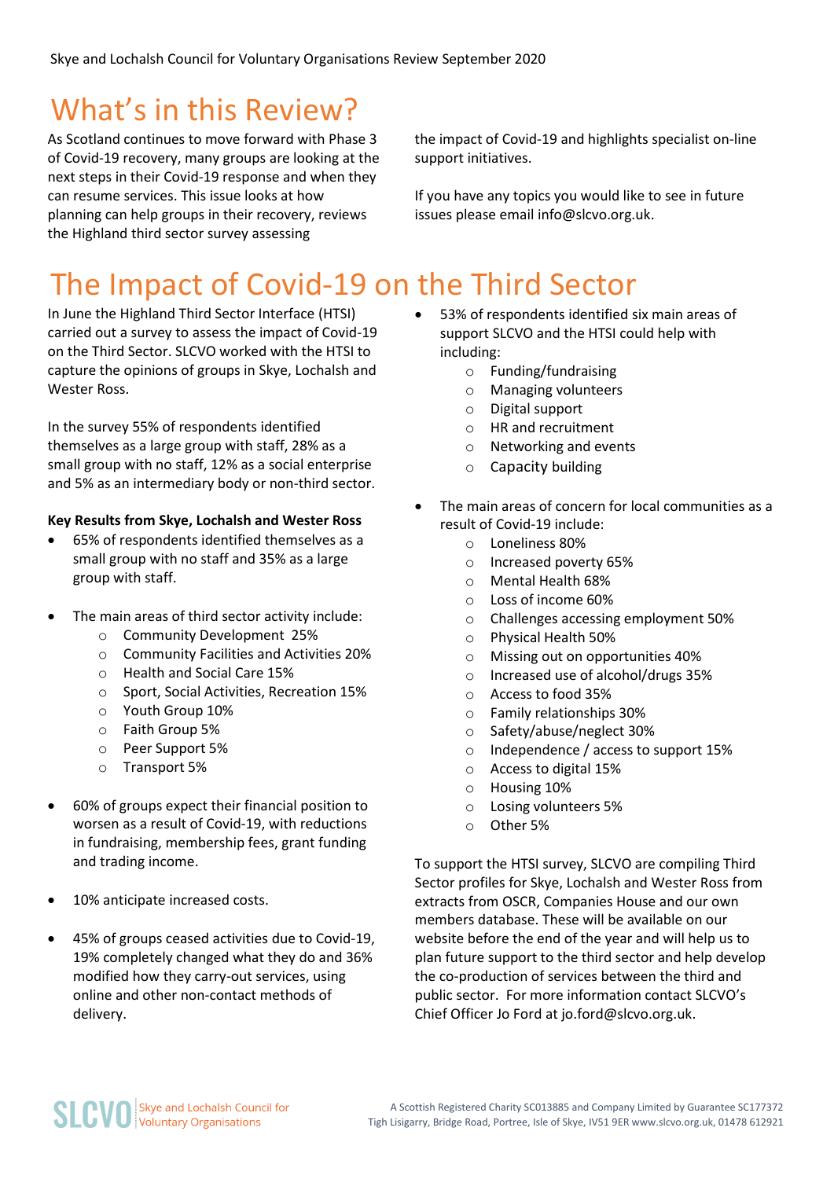# What's in this Review?

As Scotland continues to move forward with Phase 3 of Covid-19 recovery, many groups are looking at the next steps in their Covid-19 response and when they can resume services. This issue looks at how planning can help groups in their recovery, reviews the Highland third sector survey assessing the impact of Covid-19 and highlights specialist on-line support initiatives.

If you have any topics you would like to see in future issues please email info@slcvo.org.uk.

# The Impact of Covid-19 on the Third Sector

In June the Highland Third Sector Interface (HTSI) carried out a survey to assess the impact of Covid-19 on the Third Sector. SLCVO worked with the HTSI to capture the opinions of groups in Skye, Lochalsh and Wester Ross.

In the survey 55% of respondents identified themselves as a large group with staff, 28% as a small group with no staff, 12% as a social enterprise and 5% as an intermediary body or non-third sector.

**Key Results from Skye, Lochalsh and Wester Ross**

- 65% of respondents identified themselves as a small group with no staff and 35% as a large group with staff.
- The main areas of third sector activity include:
  - Community Development 25%
  - Community Facilities and Activities 20%
  - Health and Social Care 15%
  - Sport, Social Activities, Recreation 15%
  - Youth Group 10%
  - Faith Group 5%
  - Peer Support 5%
  - Transport 5%
- 60% of groups expect their financial position to worsen as a result of Covid-19, with reductions in fundraising, membership fees, grant funding and trading income.
- 10% anticipate increased costs.
- 45% of groups ceased activities due to Covid-19, 19% completely changed what they do and 36% modified how they carry-out services, using online and other non-contact methods of delivery.
- 53% of respondents identified six main areas of support SLCVO and the HTSI could help with including:
  - Funding/fundraising
  - Managing volunteers
  - Digital support
  - HR and recruitment
  - Networking and events
  - Capacity building
- The main areas of concern for local communities as a result of Covid-19 include:
  - Loneliness 80%
  - Increased poverty 65%
  - Mental Health 68%
  - Loss of income 60%
  - Challenges accessing employment 50%
  - Physical Health 50%
  - Missing out on opportunities 40%
  - Increased use of alcohol/drugs 35%
  - Access to food 35%
  - Family relationships 30%
  - Safety/abuse/neglect 30%
  - Independence / access to support 15%
  - Access to digital 15%
  - Housing 10%
  - Losing volunteers 5%
  - Other 5%

To support the HTSI survey, SLCVO are compiling Third Sector profiles for Skye, Lochalsh and Wester Ross from extracts from OSCR, Companies House and our own members database. These will be available on our website before the end of the year and will help us to plan future support to the third sector and help develop the co-production of services between the third and public sector. For more information contact SLCVO's Chief Officer Jo Ford at jo.ford@slcvo.org.uk.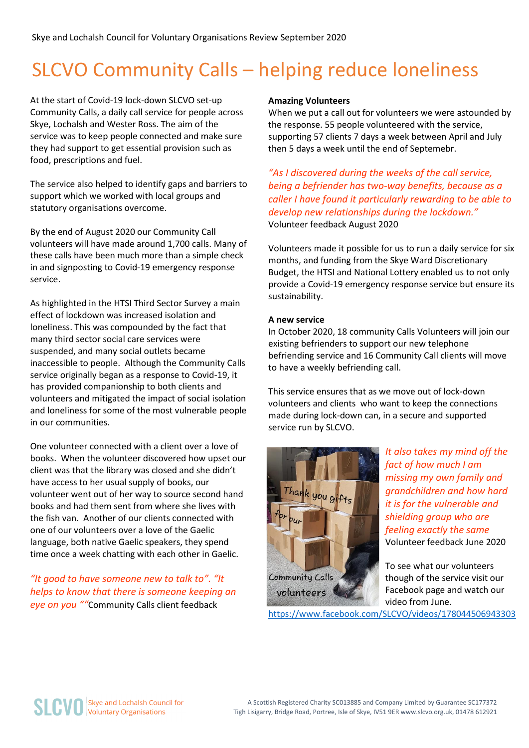# SLCVO Community Calls – helping reduce loneliness

At the start of Covid-19 lock-down SLCVO set-up Community Calls, a daily call service for people across Skye, Lochalsh and Wester Ross. The aim of the service was to keep people connected and make sure they had support to get essential provision such as food, prescriptions and fuel.

The service also helped to identify gaps and barriers to support which we worked with local groups and statutory organisations overcome.

By the end of August 2020 our Community Call volunteers will have made around 1,700 calls. Many of these calls have been much more than a simple check in and signposting to Covid-19 emergency response service.

As highlighted in the HTSI Third Sector Survey a main effect of lockdown was increased isolation and loneliness. This was compounded by the fact that many third sector social care services were suspended, and many social outlets became inaccessible to people. Although the Community Calls service originally began as a response to Covid-19, it has provided companionship to both clients and volunteers and mitigated the impact of social isolation and loneliness for some of the most vulnerable people in our communities.

One volunteer connected with a client over a love of books. When the volunteer discovered how upset our client was that the library was closed and she didn't have access to her usual supply of books, our volunteer went out of her way to source second hand books and had them sent from where she lives with the fish van. Another of our clients connected with one of our volunteers over a love of the Gaelic language, both native Gaelic speakers, they spend time once a week chatting with each other in Gaelic.

*"It good to have someone new to talk to". "It helps to know that there is someone keeping an eye on you ""*Community Calls client feedback

**Amazing Volunteers**

When we put a call out for volunteers we were astounded by the response. 55 people volunteered with the service, supporting 57 clients 7 days a week between April and July then 5 days a week until the end of Septemebr.

*"As I discovered during the weeks of the call service, being a befriender has two-way benefits, because as a caller I have found it particularly rewarding to be able to develop new relationships during the lockdown."*
Volunteer feedback August 2020

Volunteers made it possible for us to run a daily service for six months, and funding from the Skye Ward Discretionary Budget, the HTSI and National Lottery enabled us to not only provide a Covid-19 emergency response service but ensure its sustainability.

**A new service**

In October 2020, 18 community Calls Volunteers will join our existing befrienders to support our new telephone befriending service and 16 Community Call clients will move to have a weekly befriending call.

This service ensures that as we move out of lock-down volunteers and clients who want to keep the connections made during lock-down can, in a secure and supported service run by SLCVO.

*It also takes my mind off the fact of how much I am missing my own family and grandchildren and how hard it is for the vulnerable and shielding group who are feeling exactly the same*
Volunteer feedback June 2020

To see what our volunteers though of the service visit our Facebook page and watch our video from June.
https://www.facebook.com/SLCVO/videos/178044506943303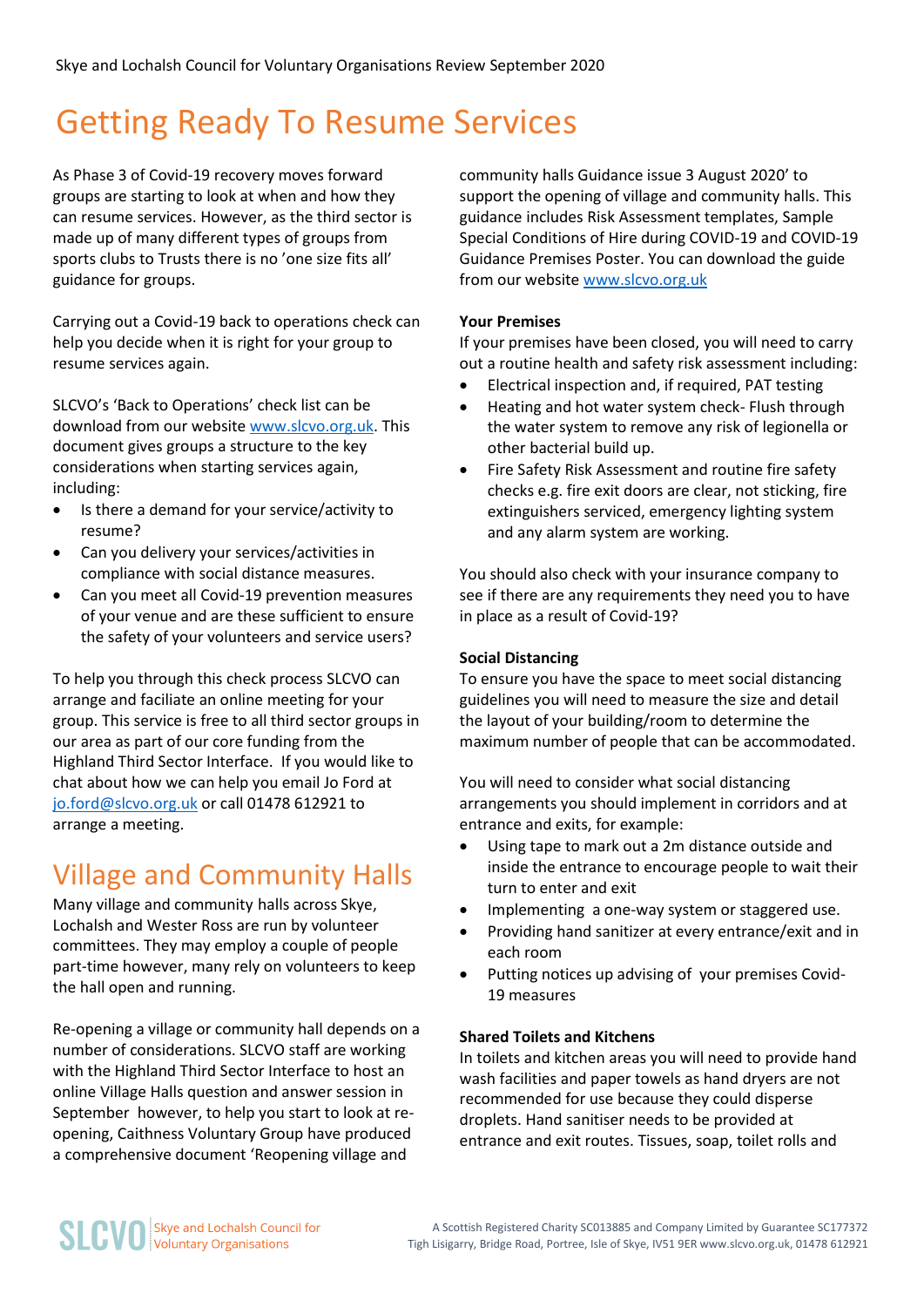# Getting Ready To Resume Services

As Phase 3 of Covid-19 recovery moves forward groups are starting to look at when and how they can resume services. However, as the third sector is made up of many different types of groups from sports clubs to Trusts there is no 'one size fits all' guidance for groups.

Carrying out a Covid-19 back to operations check can help you decide when it is right for your group to resume services again.

SLCVO's 'Back to Operations' check list can be download from our website www.slcvo.org.uk. This document gives groups a structure to the key considerations when starting services again, including:

- Is there a demand for your service/activity to resume?
- Can you delivery your services/activities in compliance with social distance measures.
- Can you meet all Covid-19 prevention measures of your venue and are these sufficient to ensure the safety of your volunteers and service users?

To help you through this check process SLCVO can arrange and faciliate an online meeting for your group. This service is free to all third sector groups in our area as part of our core funding from the Highland Third Sector Interface. If you would like to chat about how we can help you email Jo Ford at jo.ford@slcvo.org.uk or call 01478 612921 to arrange a meeting.

# Village and Community Halls

Many village and community halls across Skye, Lochalsh and Wester Ross are run by volunteer committees. They may employ a couple of people part-time however, many rely on volunteers to keep the hall open and running.

Re-opening a village or community hall depends on a number of considerations. SLCVO staff are working with the Highland Third Sector Interface to host an online Village Halls question and answer session in September however, to help you start to look at re-opening, Caithness Voluntary Group have produced a comprehensive document 'Reopening village and community halls Guidance issue 3 August 2020' to support the opening of village and community halls. This guidance includes Risk Assessment templates, Sample Special Conditions of Hire during COVID-19 and COVID-19 Guidance Premises Poster. You can download the guide from our website www.slcvo.org.uk

**Your Premises**

If your premises have been closed, you will need to carry out a routine health and safety risk assessment including:

- Electrical inspection and, if required, PAT testing
- Heating and hot water system check- Flush through the water system to remove any risk of legionella or other bacterial build up.
- Fire Safety Risk Assessment and routine fire safety checks e.g. fire exit doors are clear, not sticking, fire extinguishers serviced, emergency lighting system and any alarm system are working.

You should also check with your insurance company to see if there are any requirements they need you to have in place as a result of Covid-19?

**Social Distancing**

To ensure you have the space to meet social distancing guidelines you will need to measure the size and detail the layout of your building/room to determine the maximum number of people that can be accommodated.

You will need to consider what social distancing arrangements you should implement in corridors and at entrance and exits, for example:

- Using tape to mark out a 2m distance outside and inside the entrance to encourage people to wait their turn to enter and exit
- Implementing a one-way system or staggered use.
- Providing hand sanitizer at every entrance/exit and in each room
- Putting notices up advising of your premises Covid-19 measures

**Shared Toilets and Kitchens**

In toilets and kitchen areas you will need to provide hand wash facilities and paper towels as hand dryers are not recommended for use because they could disperse droplets. Hand sanitiser needs to be provided at entrance and exit routes. Tissues, soap, toilet rolls and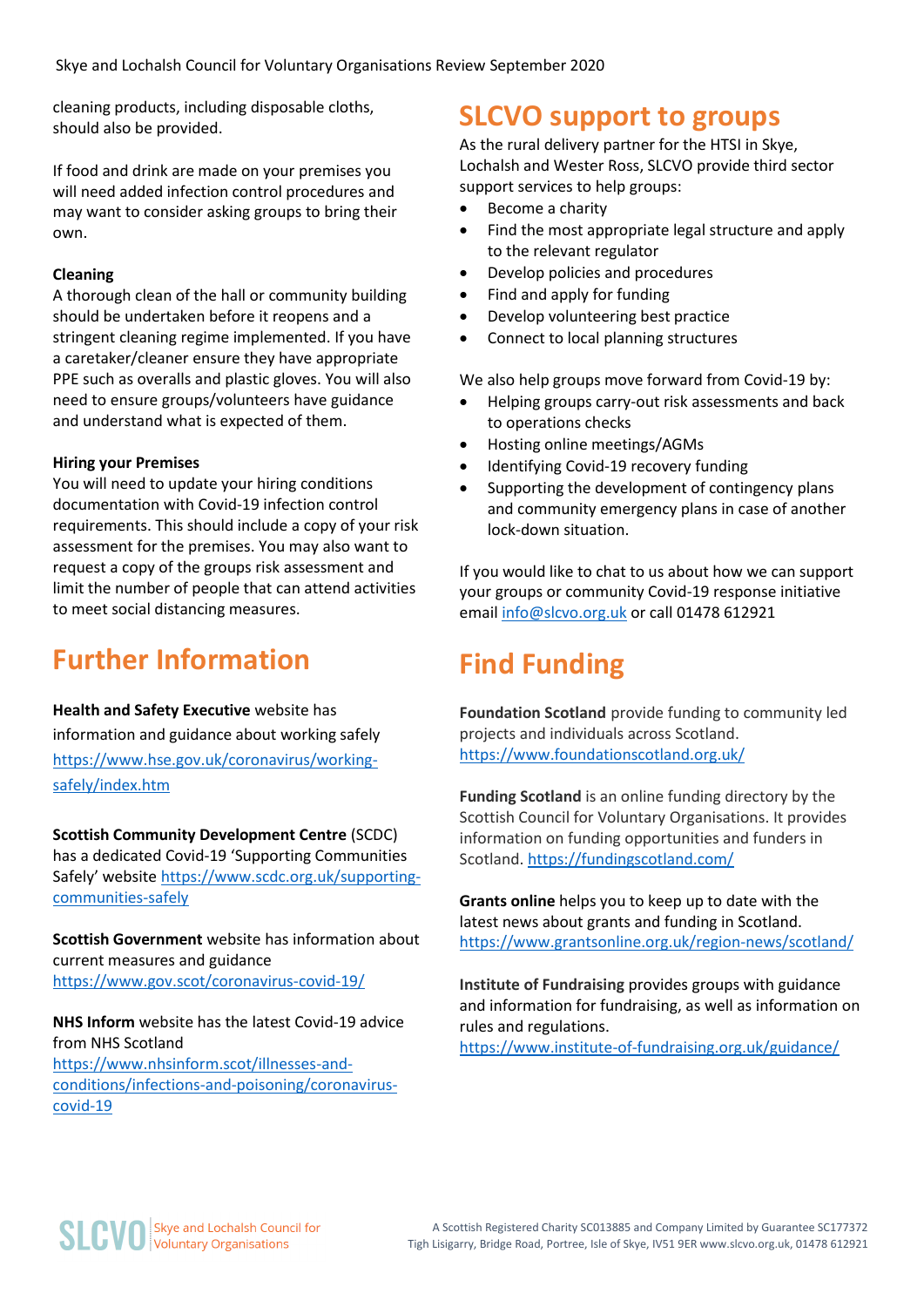cleaning products, including disposable cloths, should also be provided.

If food and drink are made on your premises you will need added infection control procedures and may want to consider asking groups to bring their own.

**Cleaning**
A thorough clean of the hall or community building should be undertaken before it reopens and a stringent cleaning regime implemented. If you have a caretaker/cleaner ensure they have appropriate PPE such as overalls and plastic gloves. You will also need to ensure groups/volunteers have guidance and understand what is expected of them.

**Hiring your Premises**
You will need to update your hiring conditions documentation with Covid-19 infection control requirements. This should include a copy of your risk assessment for the premises. You may also want to request a copy of the groups risk assessment and limit the number of people that can attend activities to meet social distancing measures.

## Further Information

**Health and Safety Executive** website has information and guidance about working safely https://www.hse.gov.uk/coronavirus/working-safely/index.htm

**Scottish Community Development Centre** (SCDC) has a dedicated Covid-19 'Supporting Communities Safely' website https://www.scdc.org.uk/supporting-communities-safely

**Scottish Government** website has information about current measures and guidance https://www.gov.scot/coronavirus-covid-19/

**NHS Inform** website has the latest Covid-19 advice from NHS Scotland https://www.nhsinform.scot/illnesses-and-conditions/infections-and-poisoning/coronavirus-covid-19

## SLCVO support to groups

As the rural delivery partner for the HTSI in Skye, Lochalsh and Wester Ross, SLCVO provide third sector support services to help groups:

- Become a charity
- Find the most appropriate legal structure and apply to the relevant regulator
- Develop policies and procedures
- Find and apply for funding
- Develop volunteering best practice
- Connect to local planning structures

We also help groups move forward from Covid-19 by:

- Helping groups carry-out risk assessments and back to operations checks
- Hosting online meetings/AGMs
- Identifying Covid-19 recovery funding
- Supporting the development of contingency plans and community emergency plans in case of another lock-down situation.

If you would like to chat to us about how we can support your groups or community Covid-19 response initiative email info@slcvo.org.uk or call 01478 612921

## Find Funding

**Foundation Scotland** provide funding to community led projects and individuals across Scotland. https://www.foundationscotland.org.uk/

**Funding Scotland** is an online funding directory by the Scottish Council for Voluntary Organisations. It provides information on funding opportunities and funders in Scotland. https://fundingscotland.com/

**Grants online** helps you to keep up to date with the latest news about grants and funding in Scotland. https://www.grantsonline.org.uk/region-news/scotland/

**Institute of Fundraising** provides groups with guidance and information for fundraising, as well as information on rules and regulations. https://www.institute-of-fundraising.org.uk/guidance/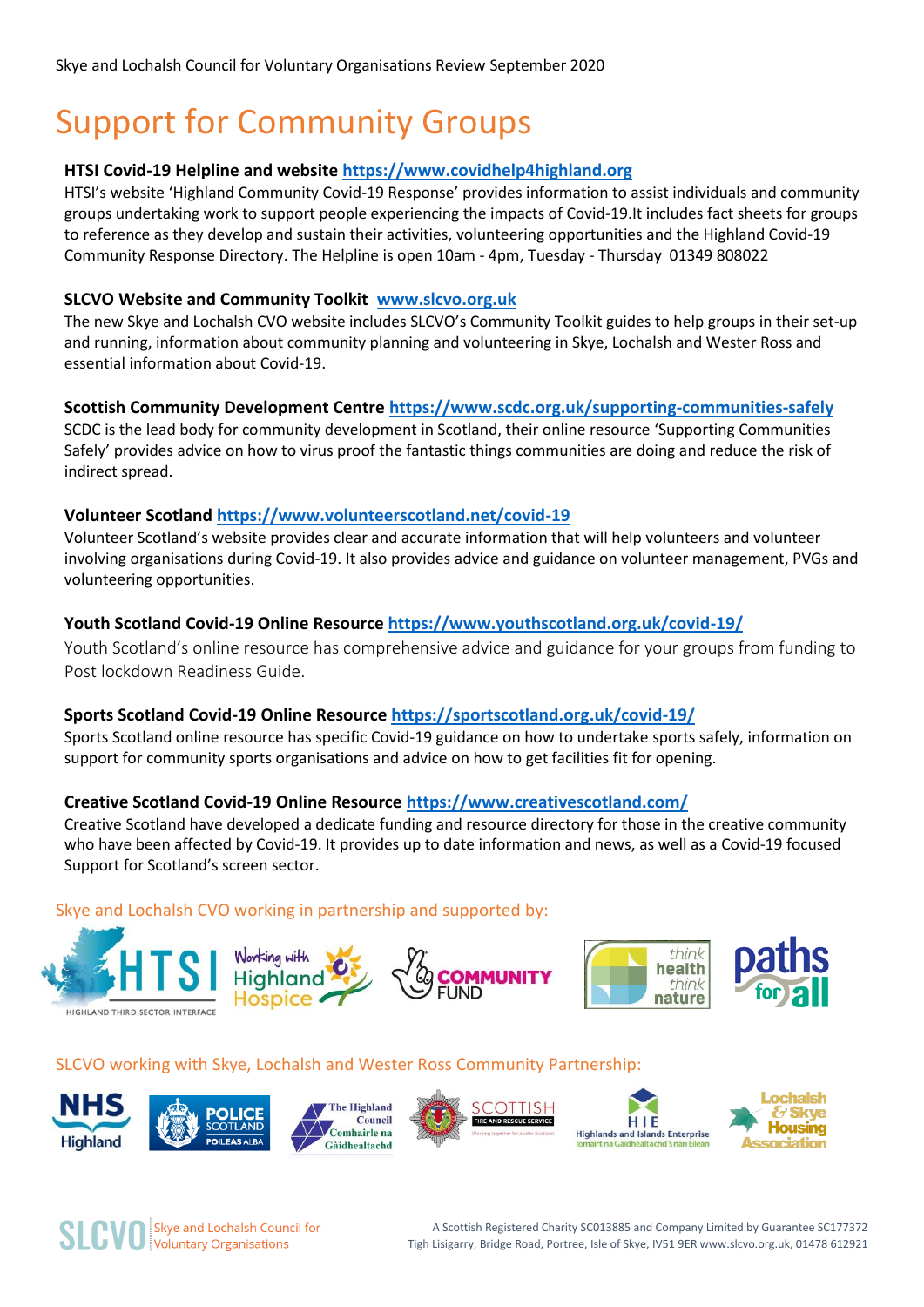# Support for Community Groups

**HTSI Covid-19 Helpline and website https://www.covidhelp4highland.org**
HTSI's website 'Highland Community Covid-19 Response' provides information to assist individuals and community groups undertaking work to support people experiencing the impacts of Covid-19.It includes fact sheets for groups to reference as they develop and sustain their activities, volunteering opportunities and the Highland Covid-19 Community Response Directory. The Helpline is open 10am - 4pm, Tuesday - Thursday 01349 808022

**SLCVO Website and Community Toolkit www.slcvo.org.uk**
The new Skye and Lochalsh CVO website includes SLCVO's Community Toolkit guides to help groups in their set-up and running, information about community planning and volunteering in Skye, Lochalsh and Wester Ross and essential information about Covid-19.

**Scottish Community Development Centre https://www.scdc.org.uk/supporting-communities-safely**
SCDC is the lead body for community development in Scotland, their online resource 'Supporting Communities Safely' provides advice on how to virus proof the fantastic things communities are doing and reduce the risk of indirect spread.

**Volunteer Scotland https://www.volunteerscotland.net/covid-19**
Volunteer Scotland's website provides clear and accurate information that will help volunteers and volunteer involving organisations during Covid-19. It also provides advice and guidance on volunteer management, PVGs and volunteering opportunities.

**Youth Scotland Covid-19 Online Resource https://www.youthscotland.org.uk/covid-19/**
Youth Scotland's online resource has comprehensive advice and guidance for your groups from funding to Post lockdown Readiness Guide.

**Sports Scotland Covid-19 Online Resource https://sportscotland.org.uk/covid-19/**
Sports Scotland online resource has specific Covid-19 guidance on how to undertake sports safely, information on support for community sports organisations and advice on how to get facilities fit for opening.

**Creative Scotland Covid-19 Online Resource https://www.creativescotland.com/**
Creative Scotland have developed a dedicate funding and resource directory for those in the creative community who have been affected by Covid-19. It provides up to date information and news, as well as a Covid-19 focused Support for Scotland's screen sector.

Skye and Lochalsh CVO working in partnership and supported by:

HTSI Highland Third Sector Interface · Working with Highland Hospice · Community Fund · think health think nature · paths for all

SLCVO working with Skye, Lochalsh and Wester Ross Community Partnership:

NHS Highland · Police Scotland Poileas Alba · The Highland Council Comhairle na Gàidhealtachd · Scottish Fire and Rescue Service · HIE Highlands and Islands Enterprise Iomairt na Gàidhealtachd 's nan Eilean · Lochalsh & Skye Housing Association

SLCVO Skye and Lochalsh Council for Voluntary Organisations

A Scottish Registered Charity SC013885 and Company Limited by Guarantee SC177372
Tigh Lisigarry, Bridge Road, Portree, Isle of Skye, IV51 9ER www.slcvo.org.uk, 01478 612921